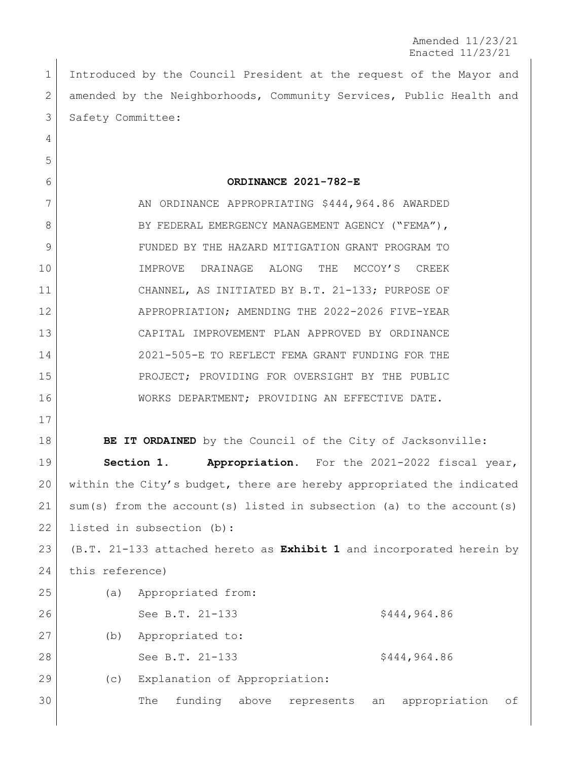Amended 11/23/21
Enacted 11/23/21

Introduced by the Council President at the request of the Mayor and amended by the Neighborhoods, Community Services, Public Health and Safety Committee:

**ORDINANCE 2021-782-E**

AN ORDINANCE APPROPRIATING $444,964.86 AWARDED BY FEDERAL EMERGENCY MANAGEMENT AGENCY ("FEMA"), FUNDED BY THE HAZARD MITIGATION GRANT PROGRAM TO IMPROVE DRAINAGE ALONG THE MCCOY'S CREEK CHANNEL, AS INITIATED BY B.T. 21-133; PURPOSE OF APPROPRIATION; AMENDING THE 2022-2026 FIVE-YEAR CAPITAL IMPROVEMENT PLAN APPROVED BY ORDINANCE 2021-505-E TO REFLECT FEMA GRANT FUNDING FOR THE PROJECT; PROVIDING FOR OVERSIGHT BY THE PUBLIC WORKS DEPARTMENT; PROVIDING AN EFFECTIVE DATE.

**BE IT ORDAINED** by the Council of the City of Jacksonville:

**Section 1. Appropriation.** For the 2021-2022 fiscal year, within the City's budget, there are hereby appropriated the indicated sum(s) from the account(s) listed in subsection (a) to the account(s) listed in subsection (b):

(B.T. 21-133 attached hereto as **Exhibit 1** and incorporated herein by this reference)

(a) Appropriated from:

See B.T. 21-133 $444,964.86

(b) Appropriated to:

See B.T. 21-133 $444,964.86

(c) Explanation of Appropriation:

The funding above represents an appropriation of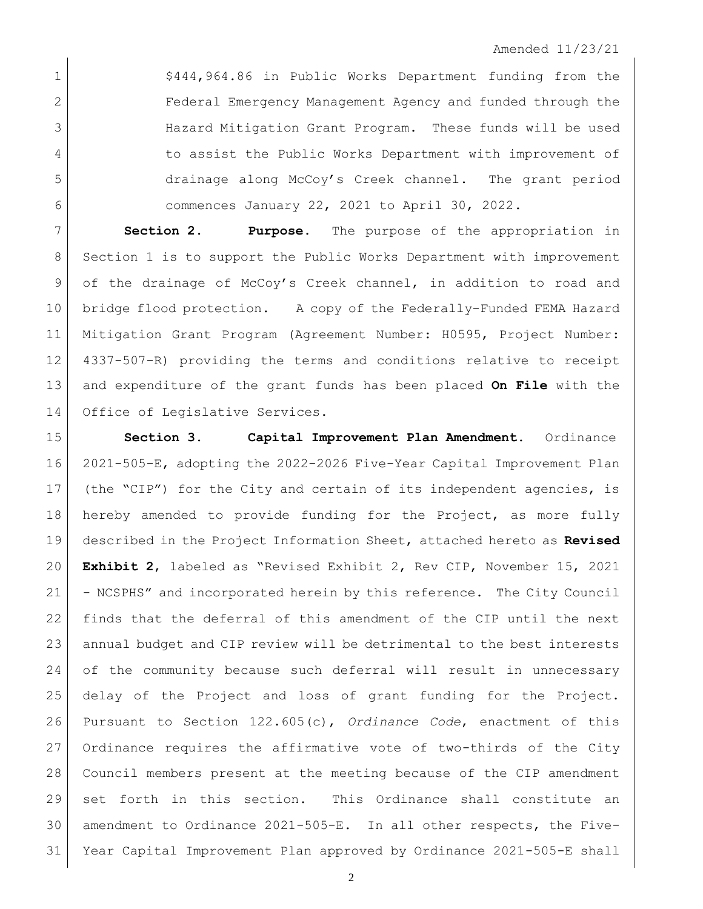$444,964.86 in Public Works Department funding from the Federal Emergency Management Agency and funded through the Hazard Mitigation Grant Program. These funds will be used to assist the Public Works Department with improvement of drainage along McCoy's Creek channel. The grant period commences January 22, 2021 to April 30, 2022.

**Section 2. Purpose.** The purpose of the appropriation in Section 1 is to support the Public Works Department with improvement of the drainage of McCoy's Creek channel, in addition to road and bridge flood protection. A copy of the Federally-Funded FEMA Hazard Mitigation Grant Program (Agreement Number: H0595, Project Number: 4337-507-R) providing the terms and conditions relative to receipt and expenditure of the grant funds has been placed **On File** with the Office of Legislative Services.

**Section 3. Capital Improvement Plan Amendment.** Ordinance 2021-505-E, adopting the 2022-2026 Five-Year Capital Improvement Plan (the "CIP") for the City and certain of its independent agencies, is hereby amended to provide funding for the Project, as more fully described in the Project Information Sheet, attached hereto as **Revised Exhibit 2**, labeled as "Revised Exhibit 2, Rev CIP, November 15, 2021 - NCSPHS" and incorporated herein by this reference. The City Council finds that the deferral of this amendment of the CIP until the next annual budget and CIP review will be detrimental to the best interests of the community because such deferral will result in unnecessary delay of the Project and loss of grant funding for the Project. Pursuant to Section 122.605(c), *Ordinance Code*, enactment of this Ordinance requires the affirmative vote of two-thirds of the City Council members present at the meeting because of the CIP amendment set forth in this section. This Ordinance shall constitute an amendment to Ordinance 2021-505-E. In all other respects, the Five-Year Capital Improvement Plan approved by Ordinance 2021-505-E shall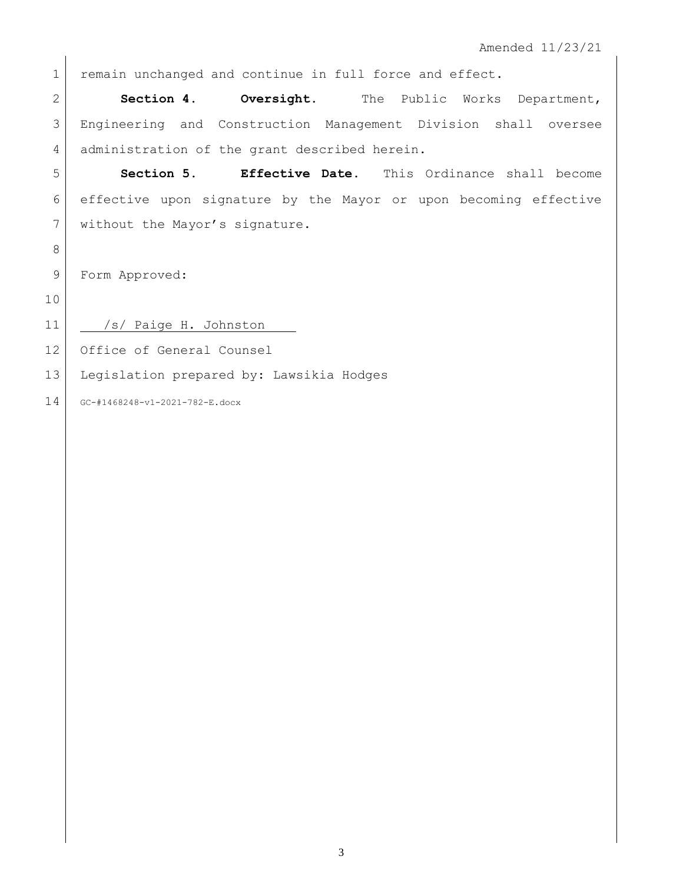remain unchanged and continue in full force and effect.

**Section 4. Oversight.** The Public Works Department, Engineering and Construction Management Division shall oversee administration of the grant described herein.

**Section 5. Effective Date.** This Ordinance shall become effective upon signature by the Mayor or upon becoming effective without the Mayor's signature.

Form Approved:

/s/ Paige H. Johnston

Office of General Counsel

Legislation prepared by: Lawsikia Hodges

GC-#1468248-v1-2021-782-E.docx